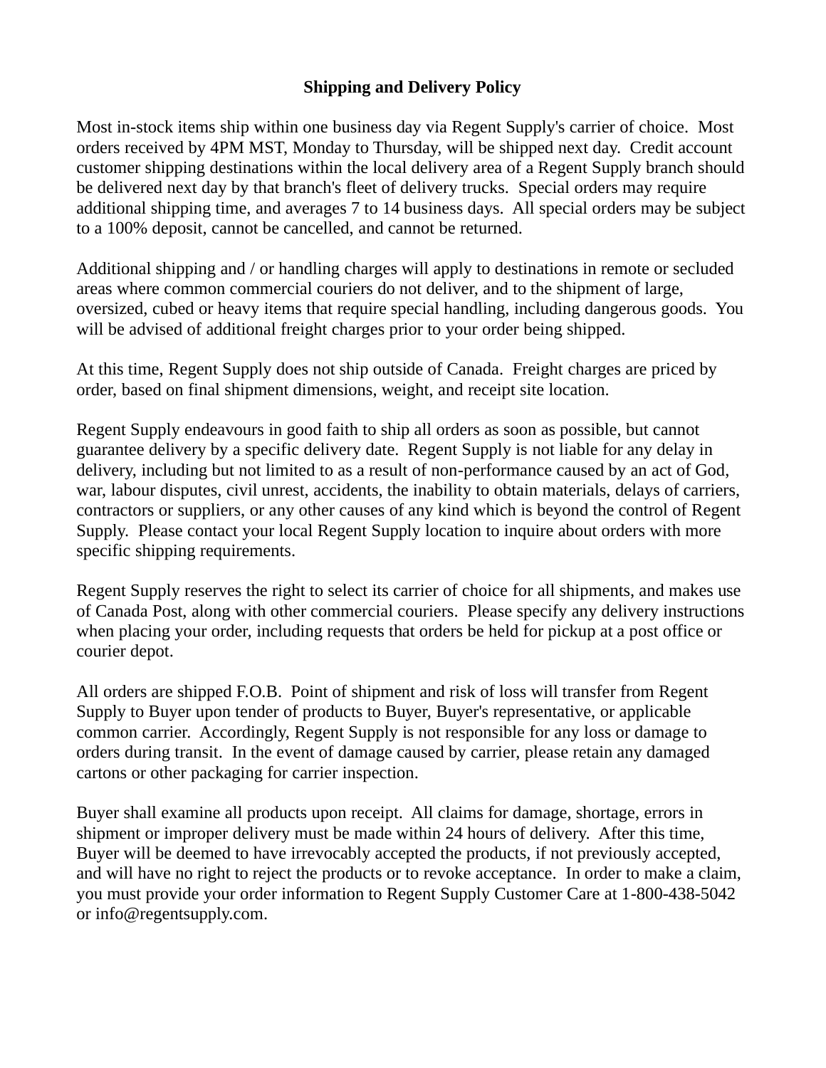# Shipping and Delivery Policy

Most in-stock items ship within one business day via Regent Supply's carrier of choice. Most orders received by 4PM MST, Monday to Thursday, will be shipped next day. Credit account customer shipping destinations within the local delivery area of a Regent Supply branch should be delivered next day by that branch's fleet of delivery trucks. Special orders may require additional shipping time, and averages 7 to 14 business days. All special orders may be subject to a 100% deposit, cannot be cancelled, and cannot be returned.

Additional shipping and / or handling charges will apply to destinations in remote or secluded areas where common commercial couriers do not deliver, and to the shipment of large, oversized, cubed or heavy items that require special handling, including dangerous goods. You will be advised of additional freight charges prior to your order being shipped.

At this time, Regent Supply does not ship outside of Canada. Freight charges are priced by order, based on final shipment dimensions, weight, and receipt site location.

Regent Supply endeavours in good faith to ship all orders as soon as possible, but cannot guarantee delivery by a specific delivery date. Regent Supply is not liable for any delay in delivery, including but not limited to as a result of non-performance caused by an act of God, war, labour disputes, civil unrest, accidents, the inability to obtain materials, delays of carriers, contractors or suppliers, or any other causes of any kind which is beyond the control of Regent Supply. Please contact your local Regent Supply location to inquire about orders with more specific shipping requirements.

Regent Supply reserves the right to select its carrier of choice for all shipments, and makes use of Canada Post, along with other commercial couriers. Please specify any delivery instructions when placing your order, including requests that orders be held for pickup at a post office or courier depot.

All orders are shipped F.O.B. Point of shipment and risk of loss will transfer from Regent Supply to Buyer upon tender of products to Buyer, Buyer's representative, or applicable common carrier. Accordingly, Regent Supply is not responsible for any loss or damage to orders during transit. In the event of damage caused by carrier, please retain any damaged cartons or other packaging for carrier inspection.

Buyer shall examine all products upon receipt. All claims for damage, shortage, errors in shipment or improper delivery must be made within 24 hours of delivery. After this time, Buyer will be deemed to have irrevocably accepted the products, if not previously accepted, and will have no right to reject the products or to revoke acceptance. In order to make a claim, you must provide your order information to Regent Supply Customer Care at 1-800-438-5042 or info@regentsupply.com.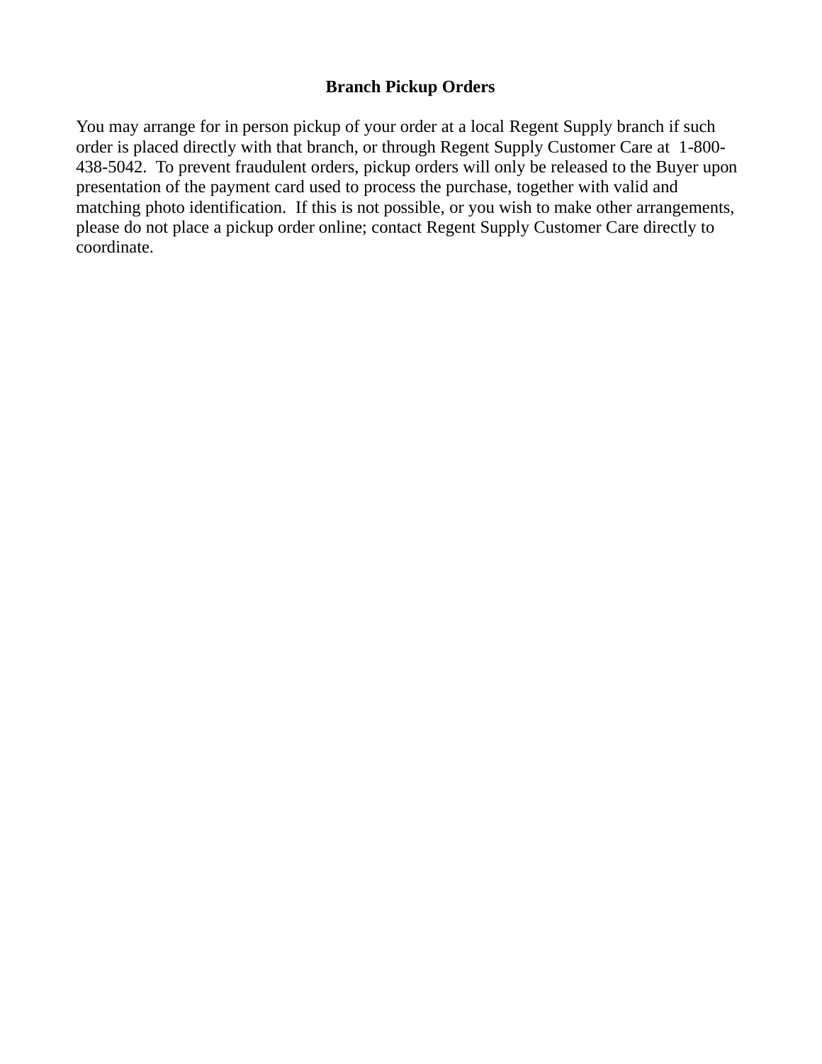## Branch Pickup Orders

You may arrange for in person pickup of your order at a local Regent Supply branch if such order is placed directly with that branch, or through Regent Supply Customer Care at 1-800-438-5042. To prevent fraudulent orders, pickup orders will only be released to the Buyer upon presentation of the payment card used to process the purchase, together with valid and matching photo identification. If this is not possible, or you wish to make other arrangements, please do not place a pickup order online; contact Regent Supply Customer Care directly to coordinate.